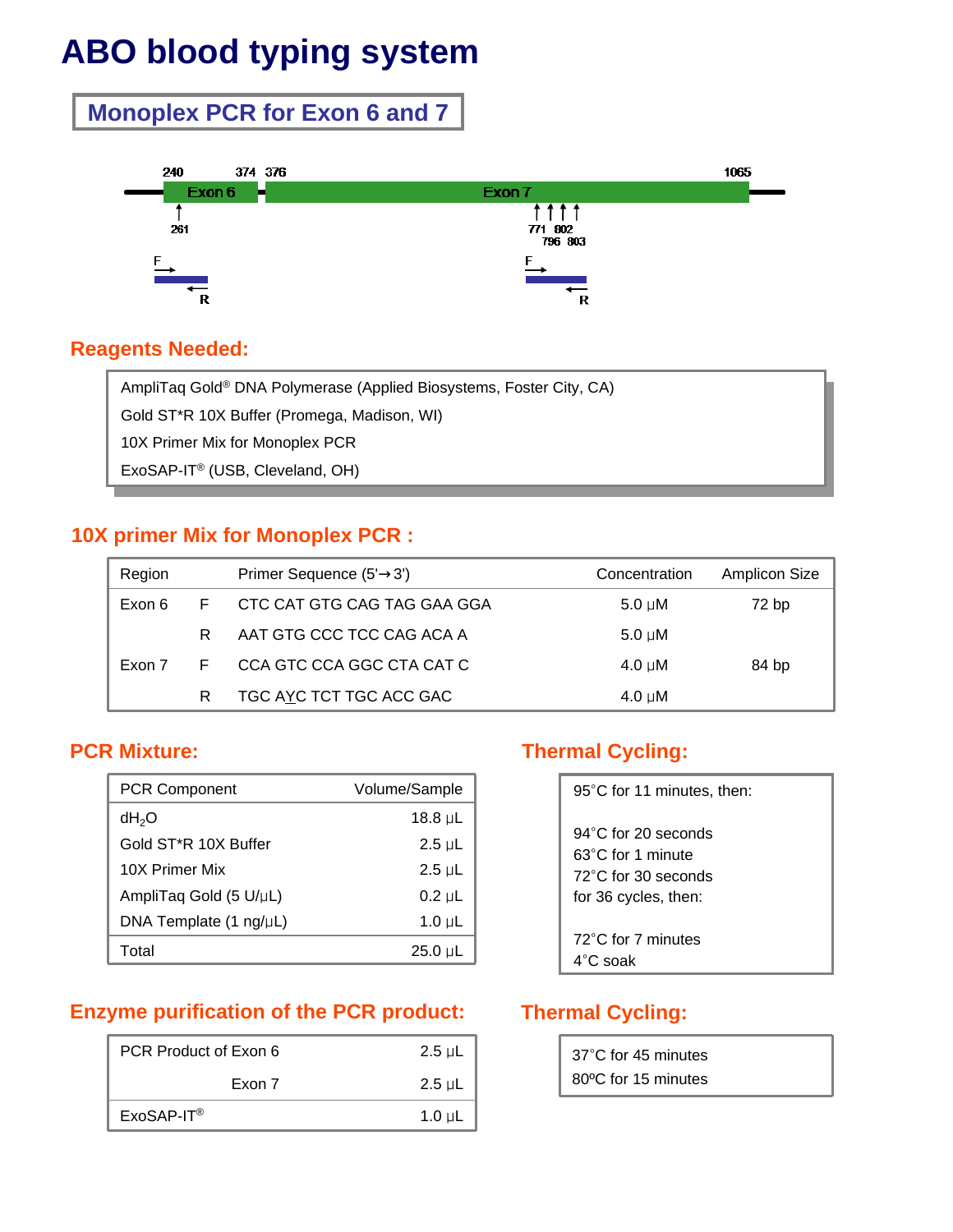# ABO blood typing system

## Monoplex PCR for Exon 6 and 7

240 374 376 1065

Exon 6 Exon 7

261

771 802
796 803

F R F R

### Reagents Needed:

- AmpliTaq Gold® DNA Polymerase (Applied Biosystems, Foster City, CA)
- Gold ST*R 10X Buffer (Promega, Madison, WI)
- 10X Primer Mix for Monoplex PCR
- ExoSAP-IT® (USB, Cleveland, OH)

### 10X primer Mix for Monoplex PCR :

| Region | | Primer Sequence (5'→3') | Concentration | Amplicon Size |
|---|---|---|---|---|
| Exon 6 | F | CTC CAT GTG CAG TAG GAA GGA | 5.0 μM | 72 bp |
| | R | AAT GTG CCC TCC CAG ACA A | 5.0 μM | |
| Exon 7 | F | CCA GTC CCA GGC CTA CAT C | 4.0 μM | 84 bp |
| | R | TGC AYC TCT TGC ACC GAC | 4.0 μM | |

### PCR Mixture:

| PCR Component | Volume/Sample |
|---|---|
| $dH_2O$ | 18.8 μL |
| Gold ST*R 10X Buffer | 2.5 μL |
| 10X Primer Mix | 2.5 μL |
| AmpliTaq Gold (5 U/μL) | 0.2 μL |
| DNA Template (1 ng/μL) | 1.0 μL |
| Total | 25.0 μL |

### Thermal Cycling:

95°C for 11 minutes, then:

94°C for 20 seconds
63°C for 1 minute
72°C for 30 seconds
for 36 cycles, then:

72°C for 7 minutes
4°C soak

### Enzyme purification of the PCR product:

| | |
|---|---|
| PCR Product of Exon 6 | 2.5 μL |
| Exon 7 | 2.5 μL |
| ExoSAP-IT® | 1.0 μL |

### Thermal Cycling:

37°C for 45 minutes
80ºC for 15 minutes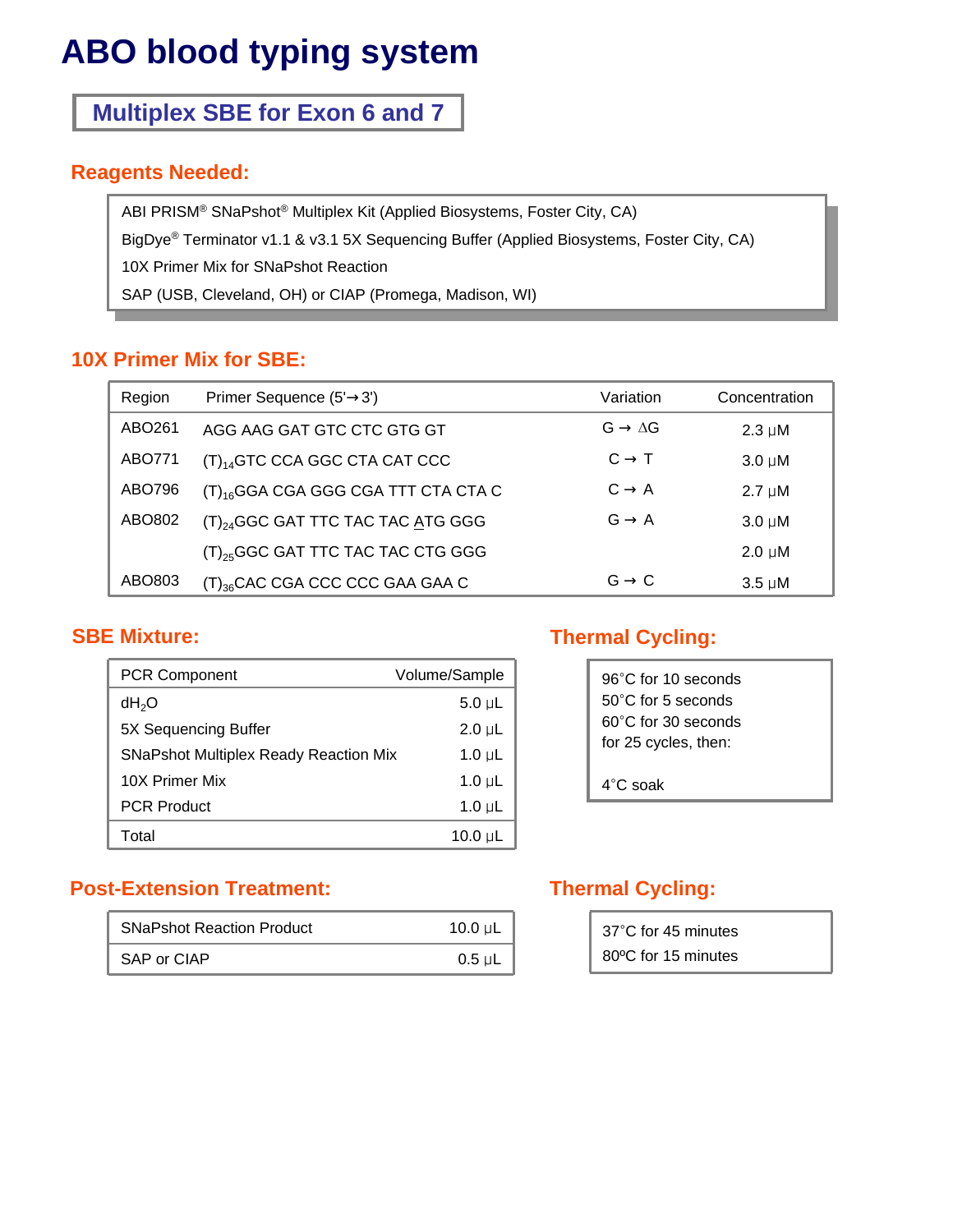# ABO blood typing system

## Multiplex SBE for Exon 6 and 7

### Reagents Needed:

- ABI PRISM® SNaPshot® Multiplex Kit (Applied Biosystems, Foster City, CA)
- BigDye® Terminator v1.1 & v3.1 5X Sequencing Buffer (Applied Biosystems, Foster City, CA)
- 10X Primer Mix for SNaPshot Reaction
- SAP (USB, Cleveland, OH) or CIAP (Promega, Madison, WI)

### 10X Primer Mix for SBE:

| Region | Primer Sequence (5'→3') | Variation | Concentration |
|---|---|---|---|
| ABO261 | AGG AAG GAT GTC CTC GTG GT | G → ΔG | 2.3 μM |
| ABO771 | $(T)_{14}$GTC CCA GGC CTA CAT CCC | C → T | 3.0 μM |
| ABO796 | $(T)_{16}$GGA CGA GGG CGA TTT CTA CTA C | C → A | 2.7 μM |
| ABO802 | $(T)_{24}$GGC GAT TTC TAC TAC ATG GGG | G → A | 3.0 μM |
| | $(T)_{25}$GGC GAT TTC TAC TAC CTG GGG | | 2.0 μM |
| ABO803 | $(T)_{36}$CAC CGA CCC CCC GAA GAA C | G → C | 3.5 μM |

### SBE Mixture:

| PCR Component | Volume/Sample |
|---|---|
| $dH_2O$ | 5.0 μL |
| 5X Sequencing Buffer | 2.0 μL |
| SNaPshot Multiplex Ready Reaction Mix | 1.0 μL |
| 10X Primer Mix | 1.0 μL |
| PCR Product | 1.0 μL |
| Total | 10.0 μL |

### Thermal Cycling:

96˚C for 10 seconds
50˚C for 5 seconds
60˚C for 30 seconds
for 25 cycles, then:

4˚C soak

### Post-Extension Treatment:

| SNaPshot Reaction Product | 10.0 μL |
|---|---|
| SAP or CIAP | 0.5 μL |

### Thermal Cycling:

37˚C for 45 minutes
80ºC for 15 minutes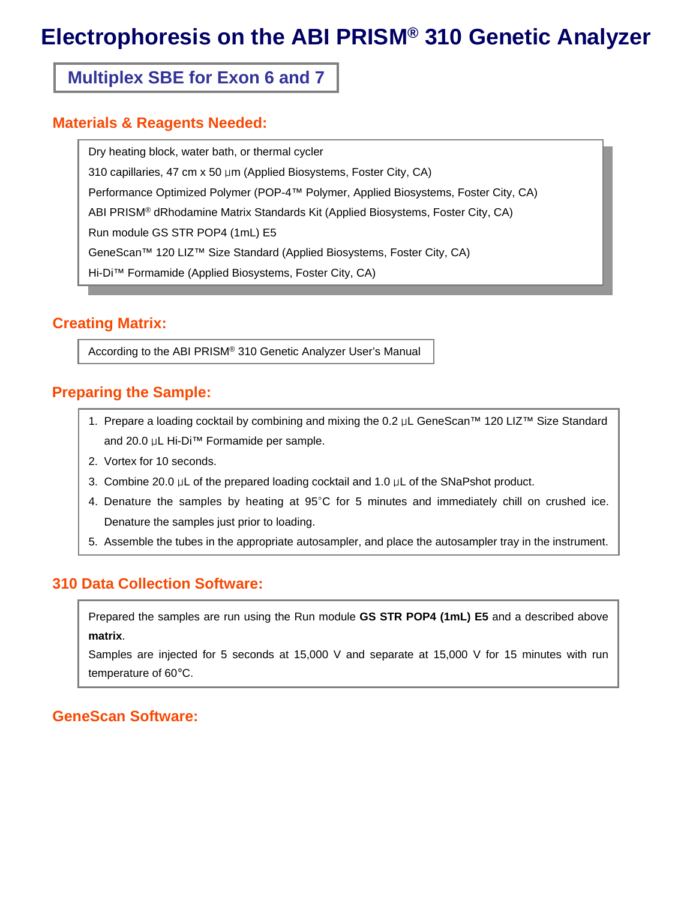# Electrophoresis on the ABI PRISM® 310 Genetic Analyzer

## Multiplex SBE for Exon 6 and 7

### Materials & Reagents Needed:

Dry heating block, water bath, or thermal cycler

310 capillaries, 47 cm x 50 µm (Applied Biosystems, Foster City, CA)

Performance Optimized Polymer (POP-4™ Polymer, Applied Biosystems, Foster City, CA)

ABI PRISM® dRhodamine Matrix Standards Kit (Applied Biosystems, Foster City, CA)

Run module GS STR POP4 (1mL) E5

GeneScan™ 120 LIZ™ Size Standard (Applied Biosystems, Foster City, CA)

Hi-Di™ Formamide (Applied Biosystems, Foster City, CA)

### Creating Matrix:

According to the ABI PRISM® 310 Genetic Analyzer User's Manual

### Preparing the Sample:

1. Prepare a loading cocktail by combining and mixing the 0.2 µL GeneScan™ 120 LIZ™ Size Standard and 20.0 µL Hi-Di™ Formamide per sample.
2. Vortex for 10 seconds.
3. Combine 20.0 µL of the prepared loading cocktail and 1.0 µL of the SNaPshot product.
4. Denature the samples by heating at 95°C for 5 minutes and immediately chill on crushed ice. Denature the samples just prior to loading.
5. Assemble the tubes in the appropriate autosampler, and place the autosampler tray in the instrument.

### 310 Data Collection Software:

Prepared the samples are run using the Run module **GS STR POP4 (1mL) E5** and a described above **matrix**.
Samples are injected for 5 seconds at 15,000 V and separate at 15,000 V for 15 minutes with run temperature of 60°C.

### GeneScan Software: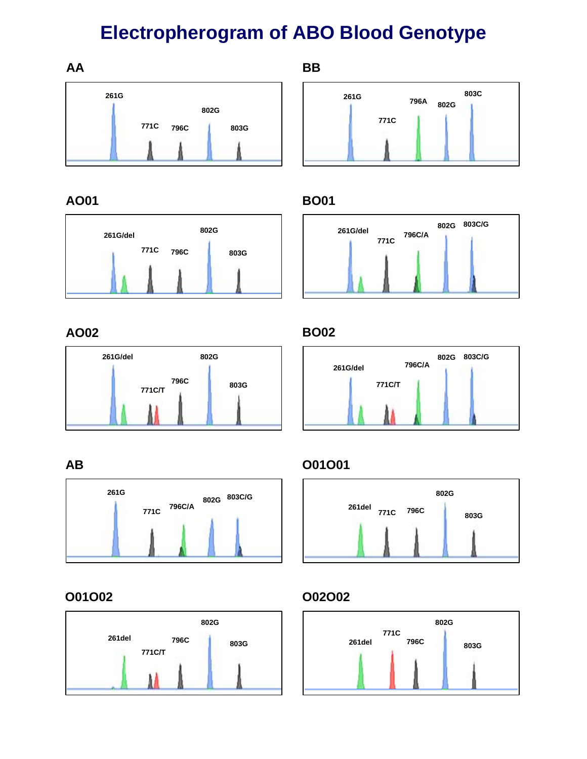# Electropherogram of ABO Blood Genotype

### AA

261G
771C
796C
802G
803G

### BB

261G
771C
796A
802G
803C

### AO01

261G/del
771C
796C
802G
803G

### BO01

261G/del
771C
796C/A
802G
803C/G

### AO02

261G/del
771C/T
796C
802G
803G

### BO02

261G/del
771C/T
796C/A
802G
803C/G

### AB

261G
771C
796C/A
802G
803C/G

### O01O01

261del
771C
796C
802G
803G

### O01O02

261del
771C/T
796C
802G
803G

### O02O02

261del
771C
796C
802G
803G